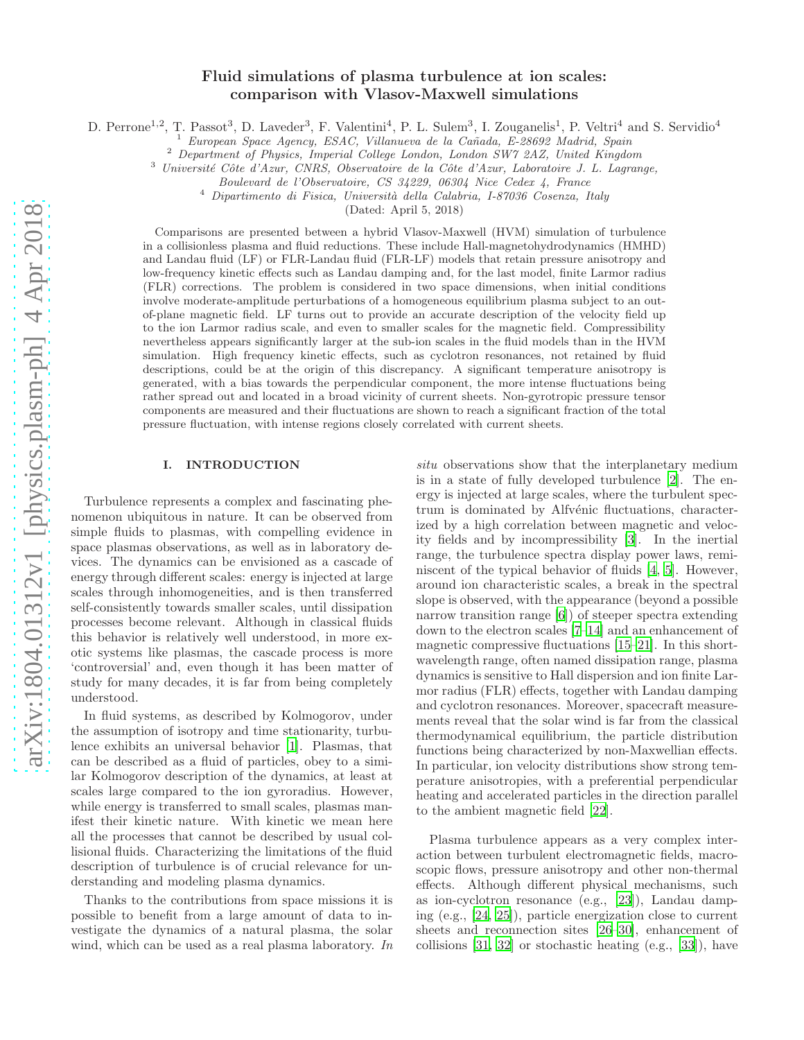# Fluid simulations of plasma turbulence at ion scales: comparison with Vlasov-Maxwell simulations

D. Perrone[1,2], T. Passot[3], D. Laveder[3], F. Valentini[4], P. L. Sulem[3], I. Zouganelis[1], P. Veltri[4] and S. Servidio[4]

[1] European Space Agency, ESAC, Villanueva de la Cañada, E-28692 Madrid, Spain
[2] Department of Physics, Imperial College London, London SW7 2AZ, United Kingdom
[3] Université Côte d'Azur, CNRS, Observatoire de la Côte d'Azur, Laboratoire J. L. Lagrange, Boulevard de l'Observatoire, CS 34229, 06304 Nice Cedex 4, France
[4] Dipartimento di Fisica, Università della Calabria, I-87036 Cosenza, Italy

(Dated: April 5, 2018)

Comparisons are presented between a hybrid Vlasov-Maxwell (HVM) simulation of turbulence in a collisionless plasma and fluid reductions. These include Hall-magnetohydrodynamics (HMHD) and Landau fluid (LF) or FLR-Landau fluid (FLR-LF) models that retain pressure anisotropy and low-frequency kinetic effects such as Landau damping and, for the last model, finite Larmor radius (FLR) corrections. The problem is considered in two space dimensions, when initial conditions involve moderate-amplitude perturbations of a homogeneous equilibrium plasma subject to an out-of-plane magnetic field. LF turns out to provide an accurate description of the velocity field up to the ion Larmor radius scale, and even to smaller scales for the magnetic field. Compressibility nevertheless appears significantly larger at the sub-ion scales in the fluid models than in the HVM simulation. High frequency kinetic effects, such as cyclotron resonances, not retained by fluid descriptions, could be at the origin of this discrepancy. A significant temperature anisotropy is generated, with a bias towards the perpendicular component, the more intense fluctuations being rather spread out and located in a broad vicinity of current sheets. Non-gyrotropic pressure tensor components are measured and their fluctuations are shown to reach a significant fraction of the total pressure fluctuation, with intense regions closely correlated with current sheets.

## I. INTRODUCTION

Turbulence represents a complex and fascinating phenomenon ubiquitous in nature. It can be observed from simple fluids to plasmas, with compelling evidence in space plasmas observations, as well as in laboratory devices. The dynamics can be envisioned as a cascade of energy through different scales: energy is injected at large scales through inhomogeneities, and is then transferred self-consistently towards smaller scales, until dissipation processes become relevant. Although in classical fluids this behavior is relatively well understood, in more exotic systems like plasmas, the cascade process is more 'controversial' and, even though it has been matter of study for many decades, it is far from being completely understood.

In fluid systems, as described by Kolmogorov, under the assumption of isotropy and time stationarity, turbulence exhibits an universal behavior [1]. Plasmas, that can be described as a fluid of particles, obey to a similar Kolmogorov description of the dynamics, at least at scales large compared to the ion gyroradius. However, while energy is transferred to small scales, plasmas manifest their kinetic nature. With kinetic we mean here all the processes that cannot be described by usual collisional fluids. Characterizing the limitations of the fluid description of turbulence is of crucial relevance for understanding and modeling plasma dynamics.

Thanks to the contributions from space missions it is possible to benefit from a large amount of data to investigate the dynamics of a natural plasma, the solar wind, which can be used as a real plasma laboratory. *In situ* observations show that the interplanetary medium is in a state of fully developed turbulence [2]. The energy is injected at large scales, where the turbulent spectrum is dominated by Alfvénic fluctuations, characterized by a high correlation between magnetic and velocity fields and by incompressibility [3]. In the inertial range, the turbulence spectra display power laws, reminiscent of the typical behavior of fluids [4, 5]. However, around ion characteristic scales, a break in the spectral slope is observed, with the appearance (beyond a possible narrow transition range [6]) of steeper spectra extending down to the electron scales [7–14] and an enhancement of magnetic compressive fluctuations [15–21]. In this short-wavelength range, often named dissipation range, plasma dynamics is sensitive to Hall dispersion and ion finite Larmor radius (FLR) effects, together with Landau damping and cyclotron resonances. Moreover, spacecraft measurements reveal that the solar wind is far from the classical thermodynamical equilibrium, the particle distribution functions being characterized by non-Maxwellian effects. In particular, ion velocity distributions show strong temperature anisotropies, with a preferential perpendicular heating and accelerated particles in the direction parallel to the ambient magnetic field [22].

Plasma turbulence appears as a very complex interaction between turbulent electromagnetic fields, macroscopic flows, pressure anisotropy and other non-thermal effects. Although different physical mechanisms, such as ion-cyclotron resonance (e.g., [23]), Landau damping (e.g., [24, 25]), particle energization close to current sheets and reconnection sites [26–30], enhancement of collisions [31, 32] or stochastic heating (e.g., [33]), have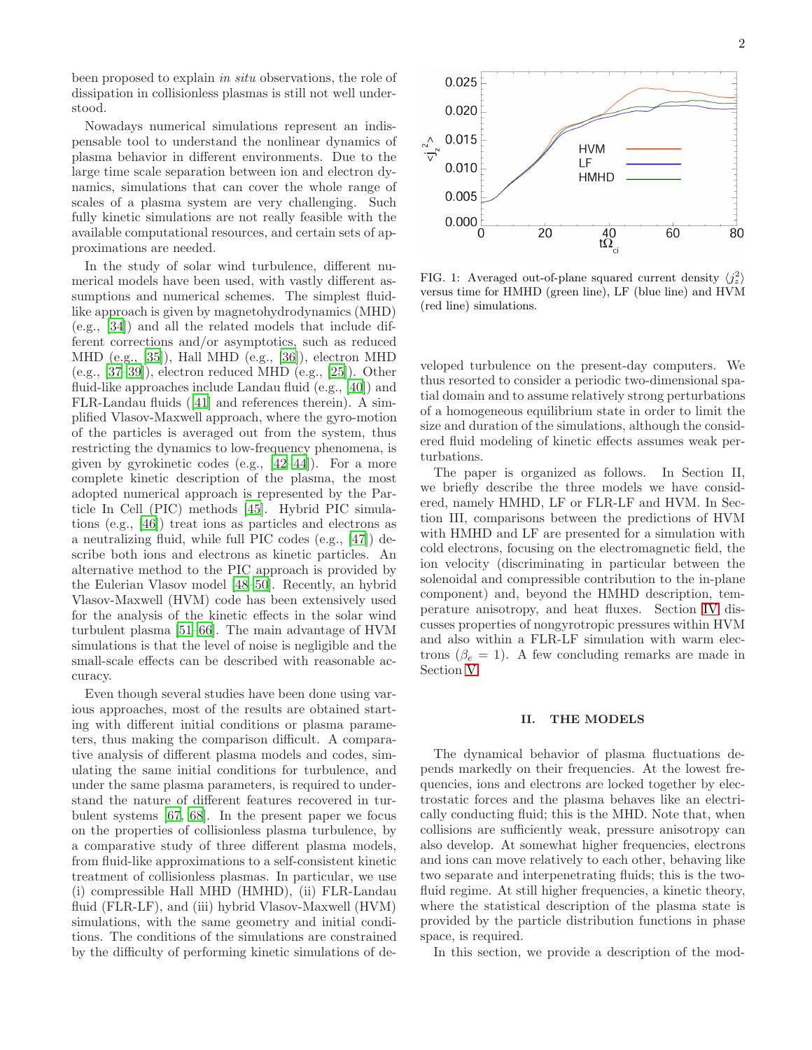been proposed to explain *in situ* observations, the role of dissipation in collisionless plasmas is still not well understood.

Nowadays numerical simulations represent an indispensable tool to understand the nonlinear dynamics of plasma behavior in different environments. Due to the large time scale separation between ion and electron dynamics, simulations that can cover the whole range of scales of a plasma system are very challenging. Such fully kinetic simulations are not really feasible with the available computational resources, and certain sets of approximations are needed.

In the study of solar wind turbulence, different numerical models have been used, with vastly different assumptions and numerical schemes. The simplest fluid-like approach is given by magnetohydrodynamics (MHD) (e.g., [34]) and all the related models that include different corrections and/or asymptotics, such as reduced MHD (e.g., [35]), Hall MHD (e.g., [36]), electron MHD (e.g., [37–39]), electron reduced MHD (e.g., [25]). Other fluid-like approaches include Landau fluid (e.g., [40]) and FLR-Landau fluids ([41] and references therein). A simplified Vlasov-Maxwell approach, where the gyro-motion of the particles is averaged out from the system, thus restricting the dynamics to low-frequency phenomena, is given by gyrokinetic codes (e.g., [42–44]). For a more complete kinetic description of the plasma, the most adopted numerical approach is represented by the Particle In Cell (PIC) methods [45]. Hybrid PIC simulations (e.g., [46]) treat ions as particles and electrons as a neutralizing fluid, while full PIC codes (e.g., [47]) describe both ions and electrons as kinetic particles. An alternative method to the PIC approach is provided by the Eulerian Vlasov model [48–50]. Recently, an hybrid Vlasov-Maxwell (HVM) code has been extensively used for the analysis of the kinetic effects in the solar wind turbulent plasma [51–66]. The main advantage of HVM simulations is that the level of noise is negligible and the small-scale effects can be described with reasonable accuracy.

Even though several studies have been done using various approaches, most of the results are obtained starting with different initial conditions or plasma parameters, thus making the comparison difficult. A comparative analysis of different plasma models and codes, simulating the same initial conditions for turbulence, and under the same plasma parameters, is required to understand the nature of different features recovered in turbulent systems [67, 68]. In the present paper we focus on the properties of collisionless plasma turbulence, by a comparative study of three different plasma models, from fluid-like approximations to a self-consistent kinetic treatment of collisionless plasmas. In particular, we use (i) compressible Hall MHD (HMHD), (ii) FLR-Landau fluid (FLR-LF), and (iii) hybrid Vlasov-Maxwell (HVM) simulations, with the same geometry and initial conditions. The conditions of the simulations are constrained by the difficulty of performing kinetic simulations of developed turbulence on the present-day computers. We thus resorted to consider a periodic two-dimensional spatial domain and to assume relatively strong perturbations of a homogeneous equilibrium state in order to limit the size and duration of the simulations, although the considered fluid modeling of kinetic effects assumes weak perturbations.

FIG. 1: Averaged out-of-plane squared current density $\langle j_z^2 \rangle$ versus time for HMHD (green line), LF (blue line) and HVM (red line) simulations.

The paper is organized as follows. In Section II, we briefly describe the three models we have considered, namely HMHD, LF or FLR-LF and HVM. In Section III, comparisons between the predictions of HVM with HMHD and LF are presented for a simulation with cold electrons, focusing on the electromagnetic field, the ion velocity (discriminating in particular between the solenoidal and compressible contribution to the in-plane component) and, beyond the HMHD description, temperature anisotropy, and heat fluxes. Section IV discusses properties of nongyrotropic pressures within HVM and also within a FLR-LF simulation with warm electrons ($\beta_e = 1$). A few concluding remarks are made in Section V.

## II. THE MODELS

The dynamical behavior of plasma fluctuations depends markedly on their frequencies. At the lowest frequencies, ions and electrons are locked together by electrostatic forces and the plasma behaves like an electrically conducting fluid; this is the MHD. Note that, when collisions are sufficiently weak, pressure anisotropy can also develop. At somewhat higher frequencies, electrons and ions can move relatively to each other, behaving like two separate and interpenetrating fluids; this is the two-fluid regime. At still higher frequencies, a kinetic theory, where the statistical description of the plasma state is provided by the particle distribution functions in phase space, is required.

In this section, we provide a description of the mod-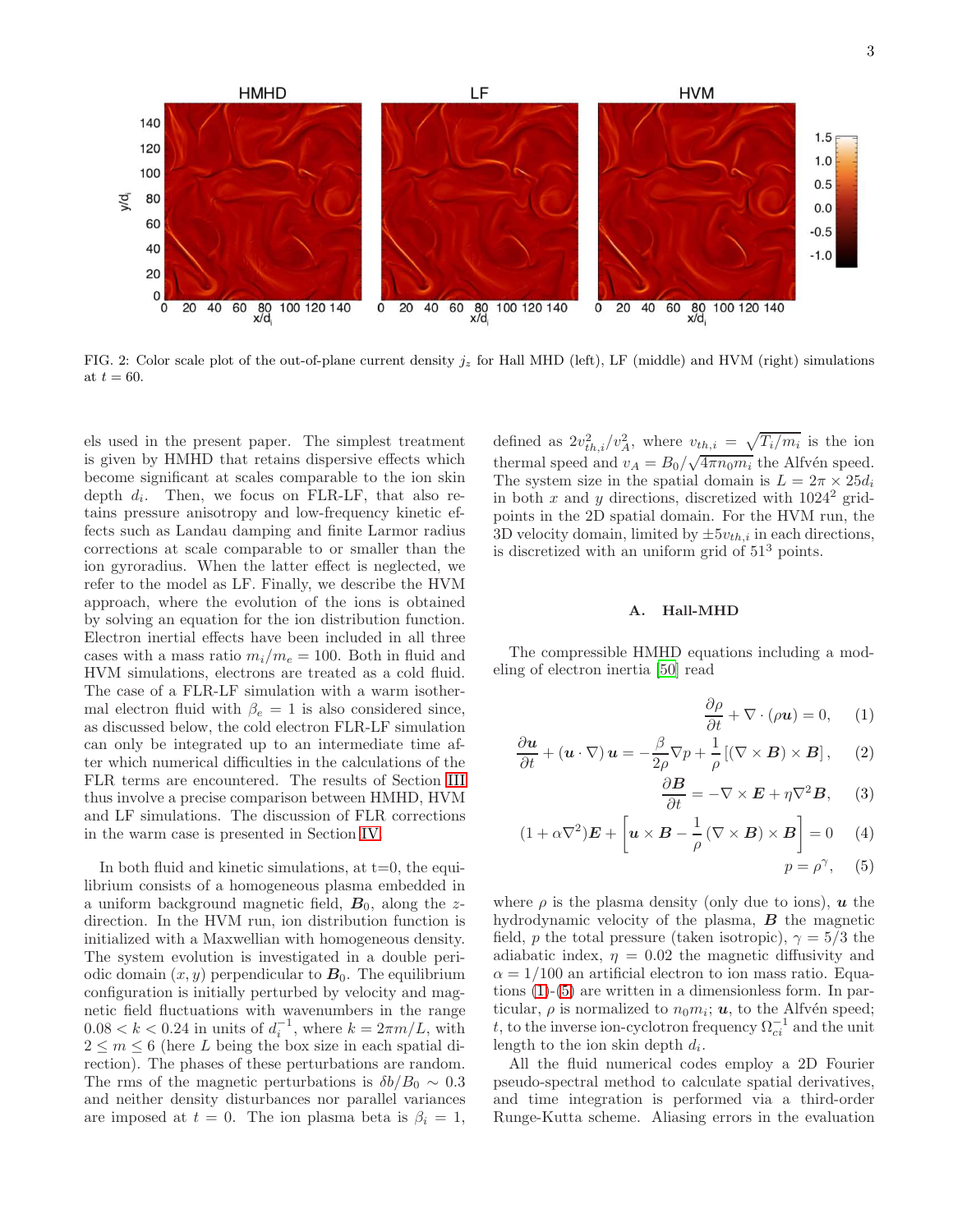FIG. 2: Color scale plot of the out-of-plane current density $j_z$ for Hall MHD (left), LF (middle) and HVM (right) simulations at $t = 60$.

els used in the present paper. The simplest treatment is given by HMHD that retains dispersive effects which become significant at scales comparable to the ion skin depth $d_i$. Then, we focus on FLR-LF, that also retains pressure anisotropy and low-frequency kinetic effects such as Landau damping and finite Larmor radius corrections at scale comparable to or smaller than the ion gyroradius. When the latter effect is neglected, we refer to the model as LF. Finally, we describe the HVM approach, where the evolution of the ions is obtained by solving an equation for the ion distribution function. Electron inertial effects have been included in all three cases with a mass ratio $m_i/m_e = 100$. Both in fluid and HVM simulations, electrons are treated as a cold fluid. The case of a FLR-LF simulation with a warm isothermal electron fluid with $\beta_e = 1$ is also considered since, as discussed below, the cold electron FLR-LF simulation can only be integrated up to an intermediate time after which numerical difficulties in the calculations of the FLR terms are encountered. The results of Section III thus involve a precise comparison between HMHD, HVM and LF simulations. The discussion of FLR corrections in the warm case is presented in Section IV.

In both fluid and kinetic simulations, at t=0, the equilibrium consists of a homogeneous plasma embedded in a uniform background magnetic field, $\boldsymbol{B}_0$, along the $z$-direction. In the HVM run, ion distribution function is initialized with a Maxwellian with homogeneous density. The system evolution is investigated in a double periodic domain $(x, y)$ perpendicular to $\boldsymbol{B}_0$. The equilibrium configuration is initially perturbed by velocity and magnetic field fluctuations with wavenumbers in the range $0.08 < k < 0.24$ in units of $d_i^{-1}$, where $k = 2\pi m/L$, with $2 \le m \le 6$ (here $L$ being the box size in each spatial direction). The phases of these perturbations are random. The rms of the magnetic perturbations is $\delta b/B_0 \sim 0.3$ and neither density disturbances nor parallel variances are imposed at $t = 0$. The ion plasma beta is $\beta_i = 1$, defined as $2v_{th,i}^2/v_A^2$, where $v_{th,i} = \sqrt{T_i/m_i}$ is the ion thermal speed and $v_A = B_0/\sqrt{4\pi n_0 m_i}$ the Alfvén speed. The system size in the spatial domain is $L = 2\pi \times 25d_i$ in both $x$ and $y$ directions, discretized with $1024^2$ grid-points in the 2D spatial domain. For the HVM run, the 3D velocity domain, limited by $\pm 5v_{th,i}$ in each directions, is discretized with an uniform grid of $51^3$ points.

### A. Hall-MHD

The compressible HMHD equations including a modeling of electron inertia [50] read

$$\frac{\partial \rho}{\partial t} + \nabla \cdot (\rho \boldsymbol{u}) = 0, \quad (1)$$

$$\frac{\partial \boldsymbol{u}}{\partial t} + (\boldsymbol{u} \cdot \nabla)\, \boldsymbol{u} = -\frac{\beta}{2\rho}\nabla p + \frac{1}{\rho}\left[(\nabla \times \boldsymbol{B}) \times \boldsymbol{B}\right], \quad (2)$$

$$\frac{\partial \boldsymbol{B}}{\partial t} = -\nabla \times \boldsymbol{E} + \eta \nabla^2 \boldsymbol{B}, \quad (3)$$

$$(1 + \alpha\nabla^2)\boldsymbol{E} + \left[\boldsymbol{u} \times \boldsymbol{B} - \frac{1}{\rho}(\nabla \times \boldsymbol{B}) \times \boldsymbol{B}\right] = 0 \quad (4)$$

$$p = \rho^\gamma, \quad (5)$$

where $\rho$ is the plasma density (only due to ions), $\boldsymbol{u}$ the hydrodynamic velocity of the plasma, $\boldsymbol{B}$ the magnetic field, $p$ the total pressure (taken isotropic), $\gamma = 5/3$ the adiabatic index, $\eta = 0.02$ the magnetic diffusivity and $\alpha = 1/100$ an artificial electron to ion mass ratio. Equations (1)-(5) are written in a dimensionless form. In particular, $\rho$ is normalized to $n_0 m_i$; $\boldsymbol{u}$, to the Alfvén speed; $t$, to the inverse ion-cyclotron frequency $\Omega_{ci}^{-1}$ and the unit length to the ion skin depth $d_i$.

All the fluid numerical codes employ a 2D Fourier pseudo-spectral method to calculate spatial derivatives, and time integration is performed via a third-order Runge-Kutta scheme. Aliasing errors in the evaluation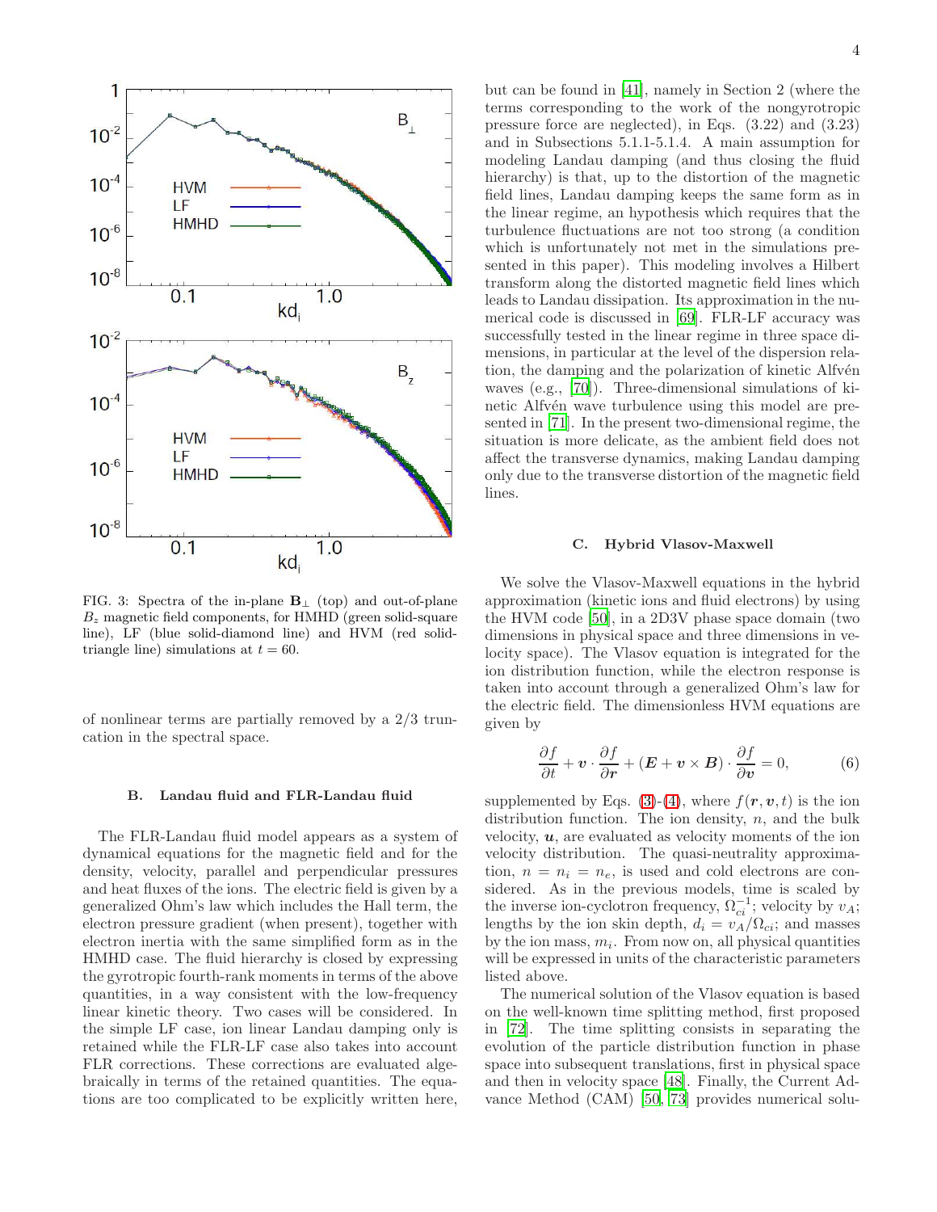FIG. 3: Spectra of the in-plane $\mathbf{B}_\perp$ (top) and out-of-plane $B_z$ magnetic field components, for HMHD (green solid-square line), LF (blue solid-diamond line) and HVM (red solid-triangle line) simulations at $t = 60$.

of nonlinear terms are partially removed by a 2/3 truncation in the spectral space.

### B. Landau fluid and FLR-Landau fluid

The FLR-Landau fluid model appears as a system of dynamical equations for the magnetic field and for the density, velocity, parallel and perpendicular pressures and heat fluxes of the ions. The electric field is given by a generalized Ohm's law which includes the Hall term, the electron pressure gradient (when present), together with electron inertia with the same simplified form as in the HMHD case. The fluid hierarchy is closed by expressing the gyrotropic fourth-rank moments in terms of the above quantities, in a way consistent with the low-frequency linear kinetic theory. Two cases will be considered. In the simple LF case, ion linear Landau damping only is retained while the FLR-LF case also takes into account FLR corrections. These corrections are evaluated algebraically in terms of the retained quantities. The equations are too complicated to be explicitly written here, but can be found in [41], namely in Section 2 (where the terms corresponding to the work of the nongyrotropic pressure force are neglected), in Eqs. (3.22) and (3.23) and in Subsections 5.1.1-5.1.4. A main assumption for modeling Landau damping (and thus closing the fluid hierarchy) is that, up to the distortion of the magnetic field lines, Landau damping keeps the same form as in the linear regime, an hypothesis which requires that the turbulence fluctuations are not too strong (a condition which is unfortunately not met in the simulations presented in this paper). This modeling involves a Hilbert transform along the distorted magnetic field lines which leads to Landau dissipation. Its approximation in the numerical code is discussed in [69]. FLR-LF accuracy was successfully tested in the linear regime in three space dimensions, in particular at the level of the dispersion relation, the damping and the polarization of kinetic Alfvén waves (e.g., [70]). Three-dimensional simulations of kinetic Alfvén wave turbulence using this model are presented in [71]. In the present two-dimensional regime, the situation is more delicate, as the ambient field does not affect the transverse dynamics, making Landau damping only due to the transverse distortion of the magnetic field lines.

### C. Hybrid Vlasov-Maxwell

We solve the Vlasov-Maxwell equations in the hybrid approximation (kinetic ions and fluid electrons) by using the HVM code [50], in a 2D3V phase space domain (two dimensions in physical space and three dimensions in velocity space). The Vlasov equation is integrated for the ion distribution function, while the electron response is taken into account through a generalized Ohm's law for the electric field. The dimensionless HVM equations are given by

$$\frac{\partial f}{\partial t} + \boldsymbol{v} \cdot \frac{\partial f}{\partial \boldsymbol{r}} + (\boldsymbol{E} + \boldsymbol{v} \times \boldsymbol{B}) \cdot \frac{\partial f}{\partial \boldsymbol{v}} = 0, \tag{6}$$

supplemented by Eqs. (3)-(4), where $f(\boldsymbol{r}, \boldsymbol{v}, t)$ is the ion distribution function. The ion density, $n$, and the bulk velocity, $\boldsymbol{u}$, are evaluated as velocity moments of the ion velocity distribution. The quasi-neutrality approximation, $n = n_i = n_e$, is used and cold electrons are considered. As in the previous models, time is scaled by the inverse ion-cyclotron frequency, $\Omega_{ci}^{-1}$; velocity by $v_A$; lengths by the ion skin depth, $d_i = v_A/\Omega_{ci}$; and masses by the ion mass, $m_i$. From now on, all physical quantities will be expressed in units of the characteristic parameters listed above.

The numerical solution of the Vlasov equation is based on the well-known time splitting method, first proposed in [72]. The time splitting consists in separating the evolution of the particle distribution function in phase space into subsequent translations, first in physical space and then in velocity space [48]. Finally, the Current Advance Method (CAM) [50, 73] provides numerical solu-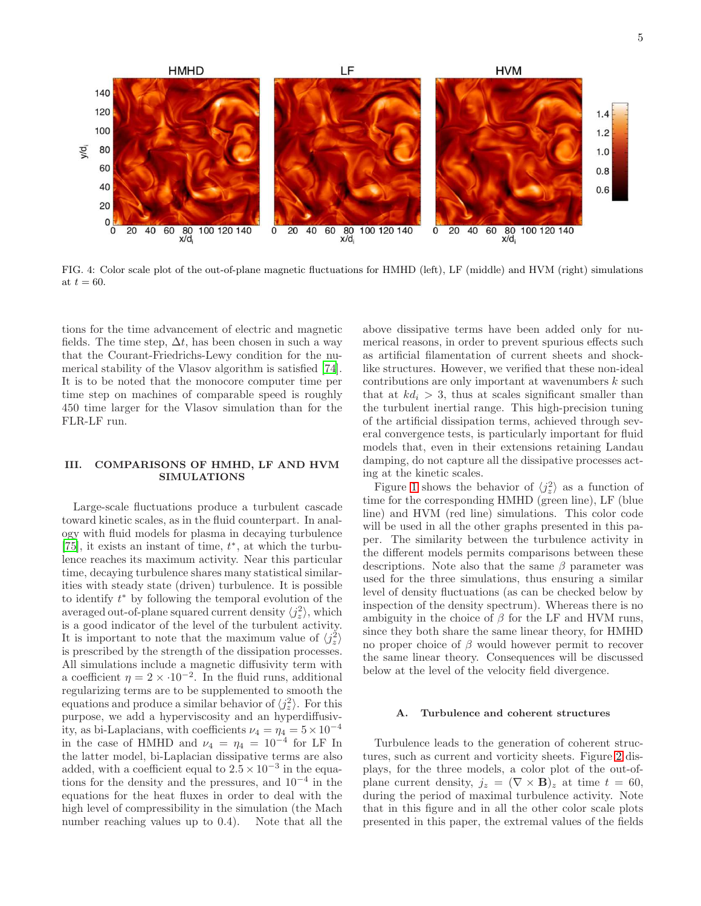FIG. 4: Color scale plot of the out-of-plane magnetic fluctuations for HMHD (left), LF (middle) and HVM (right) simulations at $t = 60$.

tions for the time advancement of electric and magnetic fields. The time step, $\Delta t$, has been chosen in such a way that the Courant-Friedrichs-Lewy condition for the numerical stability of the Vlasov algorithm is satisfied [74]. It is to be noted that the monocore computer time per time step on machines of comparable speed is roughly 450 time larger for the Vlasov simulation than for the FLR-LF run.

## III. COMPARISONS OF HMHD, LF AND HVM SIMULATIONS

Large-scale fluctuations produce a turbulent cascade toward kinetic scales, as in the fluid counterpart. In analogy with fluid models for plasma in decaying turbulence [75], it exists an instant of time, $t^*$, at which the turbulence reaches its maximum activity. Near this particular time, decaying turbulence shares many statistical similarities with steady state (driven) turbulence. It is possible to identify $t^*$ by following the temporal evolution of the averaged out-of-plane squared current density $\langle j_z^2 \rangle$, which is a good indicator of the level of the turbulent activity. It is important to note that the maximum value of $\langle j_z^2 \rangle$ is prescribed by the strength of the dissipation processes. All simulations include a magnetic diffusivity term with a coefficient $\eta = 2 \times \cdot 10^{-2}$. In the fluid runs, additional regularizing terms are to be supplemented to smooth the equations and produce a similar behavior of $\langle j_z^2 \rangle$. For this purpose, we add a hyperviscosity and an hyperdiffusivity, as bi-Laplacians, with coefficients $\nu_4 = \eta_4 = 5 \times 10^{-4}$ in the case of HMHD and $\nu_4 = \eta_4 = 10^{-4}$ for LF In the latter model, bi-Laplacian dissipative terms are also added, with a coefficient equal to $2.5 \times 10^{-3}$ in the equations for the density and the pressures, and $10^{-4}$ in the equations for the heat fluxes in order to deal with the high level of compressibility in the simulation (the Mach number reaching values up to 0.4). Note that all the above dissipative terms have been added only for numerical reasons, in order to prevent spurious effects such as artificial filamentation of current sheets and shock-like structures. However, we verified that these non-ideal contributions are only important at wavenumbers $k$ such that at $kd_i > 3$, thus at scales significant smaller than the turbulent inertial range. This high-precision tuning of the artificial dissipation terms, achieved through several convergence tests, is particularly important for fluid models that, even in their extensions retaining Landau damping, do not capture all the dissipative processes acting at the kinetic scales.

Figure 1 shows the behavior of $\langle j_z^2 \rangle$ as a function of time for the corresponding HMHD (green line), LF (blue line) and HVM (red line) simulations. This color code will be used in all the other graphs presented in this paper. The similarity between the turbulence activity in the different models permits comparisons between these descriptions. Note also that the same $\beta$ parameter was used for the three simulations, thus ensuring a similar level of density fluctuations (as can be checked below by inspection of the density spectrum). Whereas there is no ambiguity in the choice of $\beta$ for the LF and HVM runs, since they both share the same linear theory, for HMHD no proper choice of $\beta$ would however permit to recover the same linear theory. Consequences will be discussed below at the level of the velocity field divergence.

### A. Turbulence and coherent structures

Turbulence leads to the generation of coherent structures, such as current and vorticity sheets. Figure 2 displays, for the three models, a color plot of the out-of-plane current density, $j_z = (\nabla \times \mathbf{B})_z$ at time $t = 60$, during the period of maximal turbulence activity. Note that in this figure and in all the other color scale plots presented in this paper, the extremal values of the fields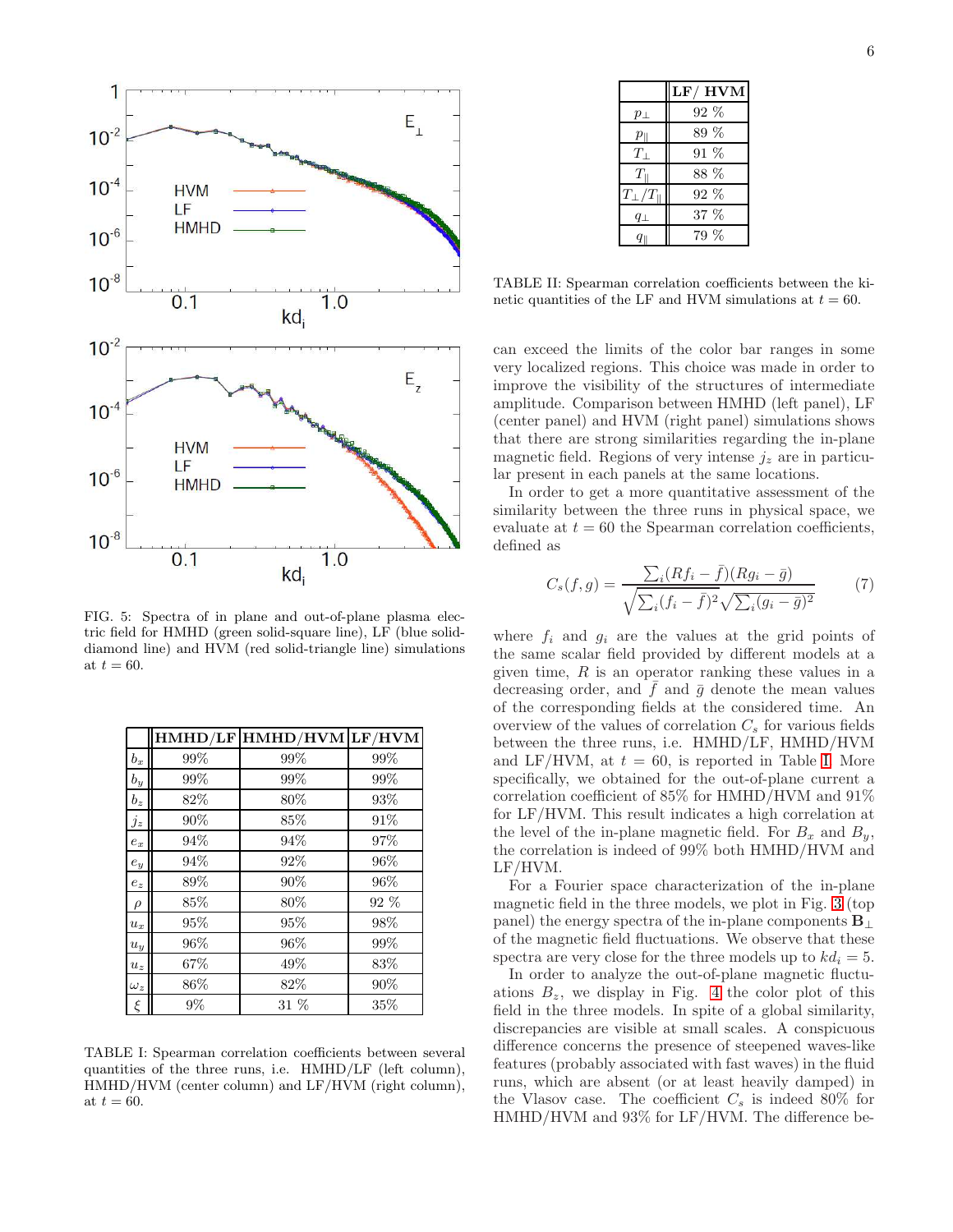FIG. 5: Spectra of in plane and out-of-plane plasma electric field for HMHD (green solid-square line), LF (blue solid-diamond line) and HVM (red solid-triangle line) simulations at $t = 60$.

| | HMHD/LF | HMHD/HVM | LF/HVM |
|---|---|---|---|
| $b_x$ | 99% | 99% | 99% |
| $b_y$ | 99% | 99% | 99% |
| $b_z$ | 82% | 80% | 93% |
| $j_z$ | 90% | 85% | 91% |
| $e_x$ | 94% | 94% | 97% |
| $e_y$ | 94% | 92% | 96% |
| $e_z$ | 89% | 90% | 96% |
| $\rho$ | 85% | 80% | 92 % |
| $u_x$ | 95% | 95% | 98% |
| $u_y$ | 96% | 96% | 99% |
| $u_z$ | 67% | 49% | 83% |
| $\omega_z$ | 86% | 82% | 90% |
| $\xi$ | 9% | 31 % | 35% |

TABLE I: Spearman correlation coefficients between several quantities of the three runs, i.e. HMHD/LF (left column), HMHD/HVM (center column) and LF/HVM (right column), at $t = 60$.

| | LF/ HVM |
|---|---|
| $p_\perp$ | 92 % |
| $p_\parallel$ | 89 % |
| $T_\perp$ | 91 % |
| $T_\parallel$ | 88 % |
| $T_\perp/T_\parallel$ | 92 % |
| $q_\perp$ | 37 % |
| $q_\parallel$ | 79 % |

TABLE II: Spearman correlation coefficients between the kinetic quantities of the LF and HVM simulations at $t = 60$.

can exceed the limits of the color bar ranges in some very localized regions. This choice was made in order to improve the visibility of the structures of intermediate amplitude. Comparison between HMHD (left panel), LF (center panel) and HVM (right panel) simulations shows that there are strong similarities regarding the in-plane magnetic field. Regions of very intense $j_z$ are in particular present in each panels at the same locations.

In order to get a more quantitative assessment of the similarity between the three runs in physical space, we evaluate at $t = 60$ the Spearman correlation coefficients, defined as

$$C_s(f, g) = \frac{\sum_i (Rf_i - \bar{f})(Rg_i - \bar{g})}{\sqrt{\sum_i (f_i - \bar{f})^2}\sqrt{\sum_i (g_i - \bar{g})^2}} \qquad (7)$$

where $f_i$ and $g_i$ are the values at the grid points of the same scalar field provided by different models at a given time, $R$ is an operator ranking these values in a decreasing order, and $\bar{f}$ and $\bar{g}$ denote the mean values of the corresponding fields at the considered time. An overview of the values of correlation $C_s$ for various fields between the three runs, i.e. HMHD/LF, HMHD/HVM and LF/HVM, at $t = 60$, is reported in Table I. More specifically, we obtained for the out-of-plane current a correlation coefficient of 85% for HMHD/HVM and 91% for LF/HVM. This result indicates a high correlation at the level of the in-plane magnetic field. For $B_x$ and $B_y$, the correlation is indeed of 99% both HMHD/HVM and LF/HVM.

For a Fourier space characterization of the in-plane magnetic field in the three models, we plot in Fig. 3 (top panel) the energy spectra of the in-plane components $\mathbf{B}_\perp$ of the magnetic field fluctuations. We observe that these spectra are very close for the three models up to $kd_i = 5$.

In order to analyze the out-of-plane magnetic fluctuations $B_z$, we display in Fig. 4 the color plot of this field in the three models. In spite of a global similarity, discrepancies are visible at small scales. A conspicuous difference concerns the presence of steepened waves-like features (probably associated with fast waves) in the fluid runs, which are absent (or at least heavily damped) in the Vlasov case. The coefficient $C_s$ is indeed 80% for HMHD/HVM and 93% for LF/HVM. The difference be-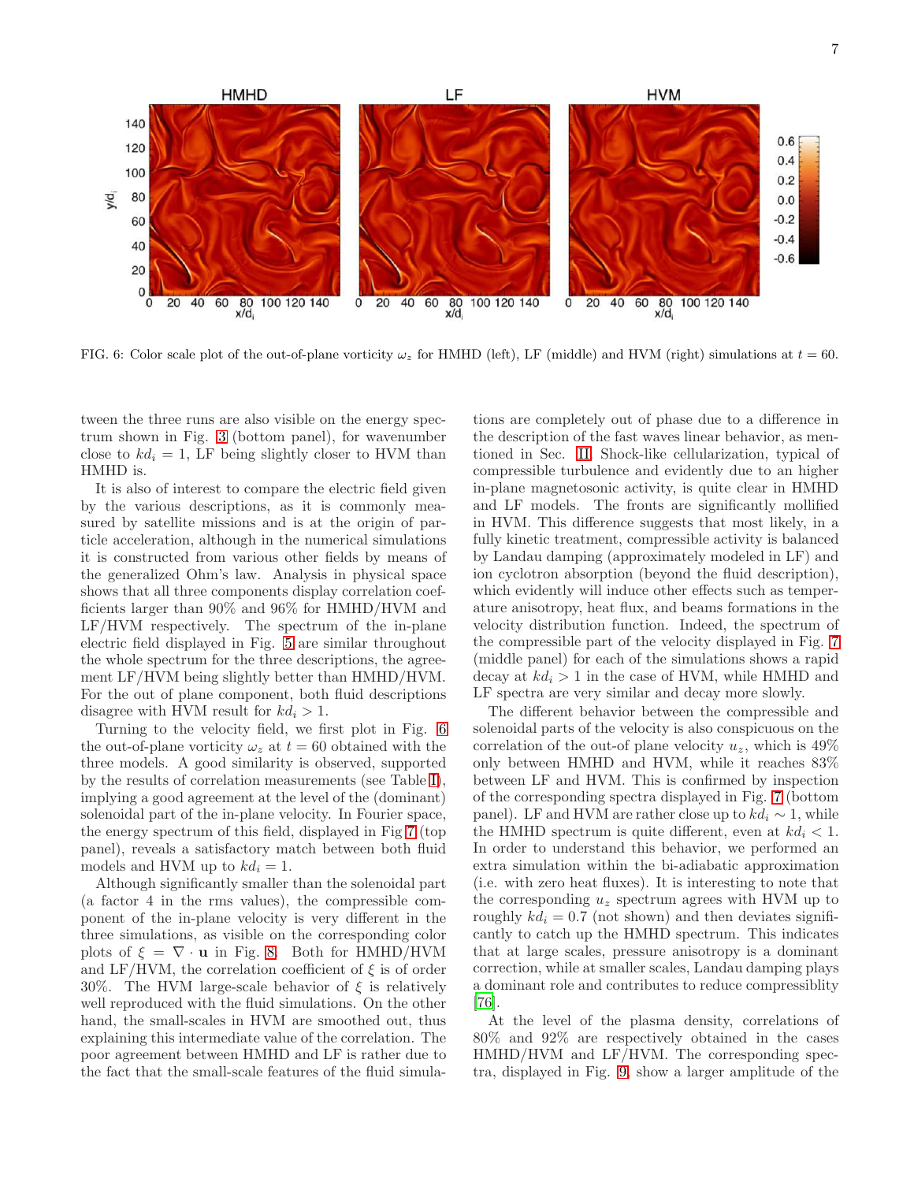FIG. 6: Color scale plot of the out-of-plane vorticity $\omega_z$ for HMHD (left), LF (middle) and HVM (right) simulations at $t = 60$.

tween the three runs are also visible on the energy spectrum shown in Fig. 3 (bottom panel), for wavenumber close to $kd_i = 1$, LF being slightly closer to HVM than HMHD is.

It is also of interest to compare the electric field given by the various descriptions, as it is commonly measured by satellite missions and is at the origin of particle acceleration, although in the numerical simulations it is constructed from various other fields by means of the generalized Ohm's law. Analysis in physical space shows that all three components display correlation coefficients larger than 90% and 96% for HMHD/HVM and LF/HVM respectively. The spectrum of the in-plane electric field displayed in Fig. 5 are similar throughout the whole spectrum for the three descriptions, the agreement LF/HVM being slightly better than HMHD/HVM. For the out of plane component, both fluid descriptions disagree with HVM result for $kd_i > 1$.

Turning to the velocity field, we first plot in Fig. 6 the out-of-plane vorticity $\omega_z$ at $t = 60$ obtained with the three models. A good similarity is observed, supported by the results of correlation measurements (see Table I), implying a good agreement at the level of the (dominant) solenoidal part of the in-plane velocity. In Fourier space, the energy spectrum of this field, displayed in Fig 7 (top panel), reveals a satisfactory match between both fluid models and HVM up to $kd_i = 1$.

Although significantly smaller than the solenoidal part (a factor 4 in the rms values), the compressible component of the in-plane velocity is very different in the three simulations, as visible on the corresponding color plots of $\xi = \nabla \cdot \mathbf{u}$ in Fig. 8. Both for HMHD/HVM and LF/HVM, the correlation coefficient of $\xi$ is of order 30%. The HVM large-scale behavior of $\xi$ is relatively well reproduced with the fluid simulations. On the other hand, the small-scales in HVM are smoothed out, thus explaining this intermediate value of the correlation. The poor agreement between HMHD and LF is rather due to the fact that the small-scale features of the fluid simulations are completely out of phase due to a difference in the description of the fast waves linear behavior, as mentioned in Sec. II. Shock-like cellularization, typical of compressible turbulence and evidently due to an higher in-plane magnetosonic activity, is quite clear in HMHD and LF models. The fronts are significantly mollified in HVM. This difference suggests that most likely, in a fully kinetic treatment, compressible activity is balanced by Landau damping (approximately modeled in LF) and ion cyclotron absorption (beyond the fluid description), which evidently will induce other effects such as temperature anisotropy, heat flux, and beams formations in the velocity distribution function. Indeed, the spectrum of the compressible part of the velocity displayed in Fig. 7 (middle panel) for each of the simulations shows a rapid decay at $kd_i > 1$ in the case of HVM, while HMHD and LF spectra are very similar and decay more slowly.

The different behavior between the compressible and solenoidal parts of the velocity is also conspicuous on the correlation of the out-of plane velocity $u_z$, which is 49% only between HMHD and HVM, while it reaches 83% between LF and HVM. This is confirmed by inspection of the corresponding spectra displayed in Fig. 7 (bottom panel). LF and HVM are rather close up to $kd_i \sim 1$, while the HMHD spectrum is quite different, even at $kd_i < 1$. In order to understand this behavior, we performed an extra simulation within the bi-adiabatic approximation (i.e. with zero heat fluxes). It is interesting to note that the corresponding $u_z$ spectrum agrees with HVM up to roughly $kd_i = 0.7$ (not shown) and then deviates significantly to catch up the HMHD spectrum. This indicates that at large scales, pressure anisotropy is a dominant correction, while at smaller scales, Landau damping plays a dominant role and contributes to reduce compressiblity [76].

At the level of the plasma density, correlations of 80% and 92% are respectively obtained in the cases HMHD/HVM and LF/HVM. The corresponding spectra, displayed in Fig. 9, show a larger amplitude of the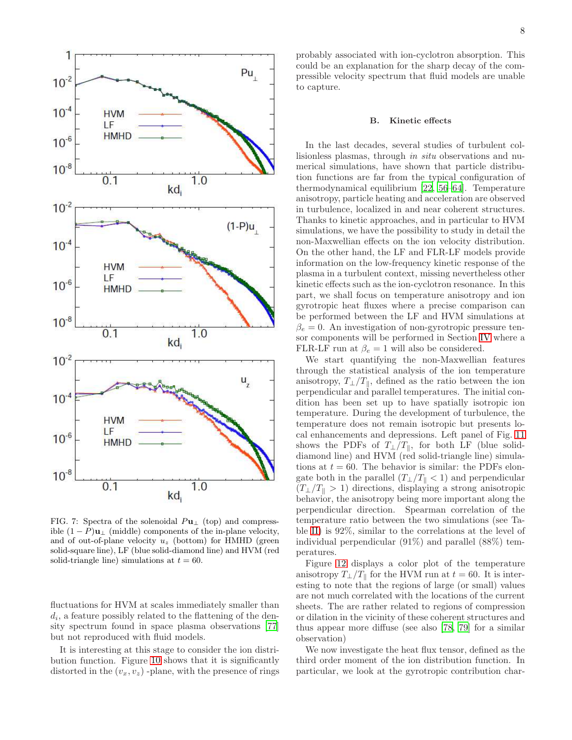FIG. 7: Spectra of the solenoidal $P\mathbf{u}_\perp$ (top) and compressible $(1-P)\mathbf{u}_\perp$ (middle) components of the in-plane velocity, and of out-of-plane velocity $u_z$ (bottom) for HMHD (green solid-square line), LF (blue solid-diamond line) and HVM (red solid-triangle line) simulations at $t = 60$.

fluctuations for HVM at scales immediately smaller than $d_i$, a feature possibly related to the flattening of the density spectrum found in space plasma observations [77] but not reproduced with fluid models.

It is interesting at this stage to consider the ion distribution function. Figure 10 shows that it is significantly distorted in the $(v_x, v_z)$ -plane, with the presence of rings probably associated with ion-cyclotron absorption. This could be an explanation for the sharp decay of the compressible velocity spectrum that fluid models are unable to capture.

### B. Kinetic effects

In the last decades, several studies of turbulent collisionless plasmas, through *in situ* observations and numerical simulations, have shown that particle distribution functions are far from the typical configuration of thermodynamical equilibrium [22, 56–64]. Temperature anisotropy, particle heating and acceleration are observed in turbulence, localized in and near coherent structures. Thanks to kinetic approaches, and in particular to HVM simulations, we have the possibility to study in detail the non-Maxwellian effects on the ion velocity distribution. On the other hand, the LF and FLR-LF models provide information on the low-frequency kinetic response of the plasma in a turbulent context, missing nevertheless other kinetic effects such as the ion-cyclotron resonance. In this part, we shall focus on temperature anisotropy and ion gyrotropic heat fluxes where a precise comparison can be performed between the LF and HVM simulations at $\beta_e = 0$. An investigation of non-gyrotropic pressure tensor components will be performed in Section IV where a FLR-LF run at $\beta_e = 1$ will also be considered.

We start quantifying the non-Maxwellian features through the statistical analysis of the ion temperature anisotropy, $T_\perp/T_\|$, defined as the ratio between the ion perpendicular and parallel temperatures. The initial condition has been set up to have spatially isotropic ion temperature. During the development of turbulence, the temperature does not remain isotropic but presents local enhancements and depressions. Left panel of Fig. 11 shows the PDFs of $T_\perp/T_\|$, for both LF (blue solid-diamond line) and HVM (red solid-triangle line) simulations at $t = 60$. The behavior is similar: the PDFs elongate both in the parallel ($T_\perp/T_\| < 1$) and perpendicular ($T_\perp/T_\| > 1$) directions, displaying a strong anisotropic behavior, the anisotropy being more important along the perpendicular direction. Spearman correlation of the temperature ratio between the two simulations (see Table II) is 92%, similar to the correlations at the level of individual perpendicular (91%) and parallel (88%) temperatures.

Figure 12 displays a color plot of the temperature anisotropy $T_\perp/T_\|$ for the HVM run at $t = 60$. It is interesting to note that the regions of large (or small) values are not much correlated with the locations of the current sheets. The are rather related to regions of compression or dilation in the vicinity of these coherent structures and thus appear more diffuse (see also [78, 79] for a similar observation)

We now investigate the heat flux tensor, defined as the third order moment of the ion distribution function. In particular, we look at the gyrotropic contribution char-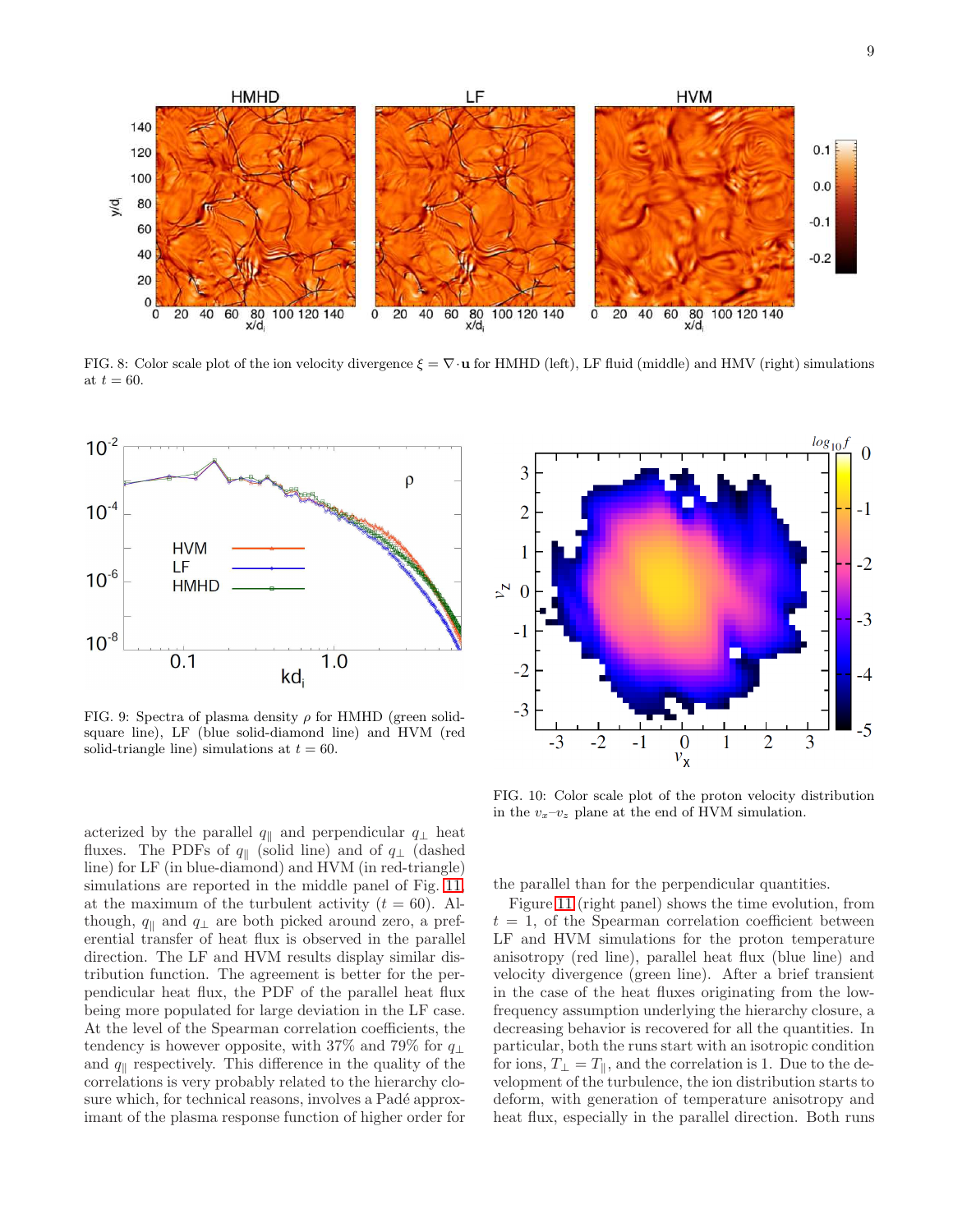FIG. 8: Color scale plot of the ion velocity divergence $\xi = \nabla \cdot \mathbf{u}$ for HMHD (left), LF fluid (middle) and HMV (right) simulations at $t = 60$.

FIG. 9: Spectra of plasma density $\rho$ for HMHD (green solid-square line), LF (blue solid-diamond line) and HVM (red solid-triangle line) simulations at $t = 60$.

FIG. 10: Color scale plot of the proton velocity distribution in the $v_x$–$v_z$ plane at the end of HVM simulation.

acterized by the parallel $q_\parallel$ and perpendicular $q_\perp$ heat fluxes. The PDFs of $q_\parallel$ (solid line) and of $q_\perp$ (dashed line) for LF (in blue-diamond) and HVM (in red-triangle) simulations are reported in the middle panel of Fig. 11, at the maximum of the turbulent activity ($t = 60$). Although, $q_\parallel$ and $q_\perp$ are both picked around zero, a preferential transfer of heat flux is observed in the parallel direction. The LF and HVM results display similar distribution function. The agreement is better for the perpendicular heat flux, the PDF of the parallel heat flux being more populated for large deviation in the LF case. At the level of the Spearman correlation coefficients, the tendency is however opposite, with 37% and 79% for $q_\perp$ and $q_\parallel$ respectively. This difference in the quality of the correlations is very probably related to the hierarchy closure which, for technical reasons, involves a Padé approximant of the plasma response function of higher order for the parallel than for the perpendicular quantities.

Figure 11 (right panel) shows the time evolution, from $t = 1$, of the Spearman correlation coefficient between LF and HVM simulations for the proton temperature anisotropy (red line), parallel heat flux (blue line) and velocity divergence (green line). After a brief transient in the case of the heat fluxes originating from the low-frequency assumption underlying the hierarchy closure, a decreasing behavior is recovered for all the quantities. In particular, both the runs start with an isotropic condition for ions, $T_\perp = T_\parallel$, and the correlation is 1. Due to the development of the turbulence, the ion distribution starts to deform, with generation of temperature anisotropy and heat flux, especially in the parallel direction. Both runs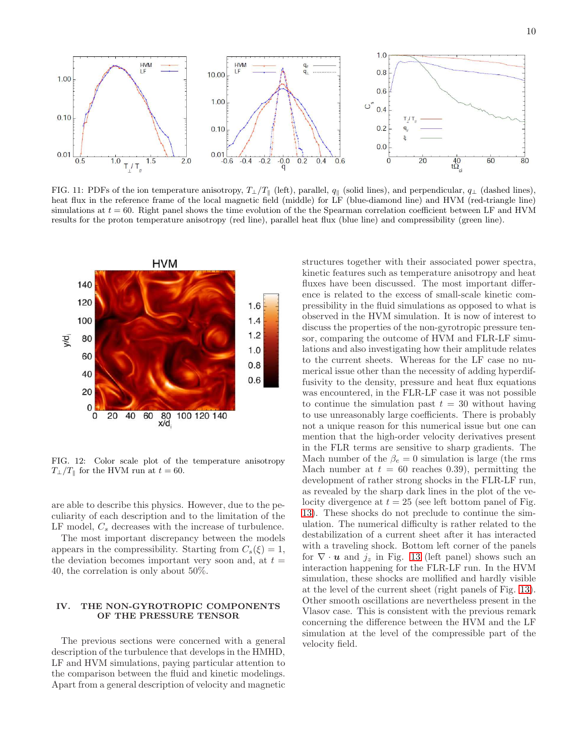FIG. 11: PDFs of the ion temperature anisotropy, $T_\perp/T_\parallel$ (left), parallel, $q_\parallel$ (solid lines), and perpendicular, $q_\perp$ (dashed lines), heat flux in the reference frame of the local magnetic field (middle) for LF (blue-diamond line) and HVM (red-triangle line) simulations at $t = 60$. Right panel shows the time evolution of the the Spearman correlation coefficient between LF and HVM results for the proton temperature anisotropy (red line), parallel heat flux (blue line) and compressibility (green line).

FIG. 12: Color scale plot of the temperature anisotropy $T_\perp/T_\parallel$ for the HVM run at $t = 60$.

are able to describe this physics. However, due to the peculiarity of each description and to the limitation of the LF model, $C_s$ decreases with the increase of turbulence.

The most important discrepancy between the models appears in the compressibility. Starting from $C_s(\xi) = 1$, the deviation becomes important very soon and, at $t = 40$, the correlation is only about 50%.

## IV. THE NON-GYROTROPIC COMPONENTS OF THE PRESSURE TENSOR

The previous sections were concerned with a general description of the turbulence that develops in the HMHD, LF and HVM simulations, paying particular attention to the comparison between the fluid and kinetic modelings. Apart from a general description of velocity and magnetic structures together with their associated power spectra, kinetic features such as temperature anisotropy and heat fluxes have been discussed. The most important difference is related to the excess of small-scale kinetic compressibility in the fluid simulations as opposed to what is observed in the HVM simulation. It is now of interest to discuss the properties of the non-gyrotropic pressure tensor, comparing the outcome of HVM and FLR-LF simulations and also investigating how their amplitude relates to the current sheets. Whereas for the LF case no numerical issue other than the necessity of adding hyperdiffusivity to the density, pressure and heat flux equations was encountered, in the FLR-LF case it was not possible to continue the simulation past $t = 30$ without having to use unreasonably large coefficients. There is probably not a unique reason for this numerical issue but one can mention that the high-order velocity derivatives present in the FLR terms are sensitive to sharp gradients. The Mach number of the $\beta_e = 0$ simulation is large (the rms Mach number at $t = 60$ reaches 0.39), permitting the development of rather strong shocks in the FLR-LF run, as revealed by the sharp dark lines in the plot of the velocity divergence at $t = 25$ (see left bottom panel of Fig. 13). These shocks do not preclude to continue the simulation. The numerical difficulty is rather related to the destabilization of a current sheet after it has interacted with a traveling shock. Bottom left corner of the panels for $\nabla \cdot \boldsymbol{u}$ and $j_z$ in Fig. 13 (left panel) shows such an interaction happening for the FLR-LF run. In the HVM simulation, these shocks are mollified and hardly visible at the level of the current sheet (right panels of Fig. 13). Other smooth oscillations are nevertheless present in the Vlasov case. This is consistent with the previous remark concerning the difference between the HVM and the LF simulation at the level of the compressible part of the velocity field.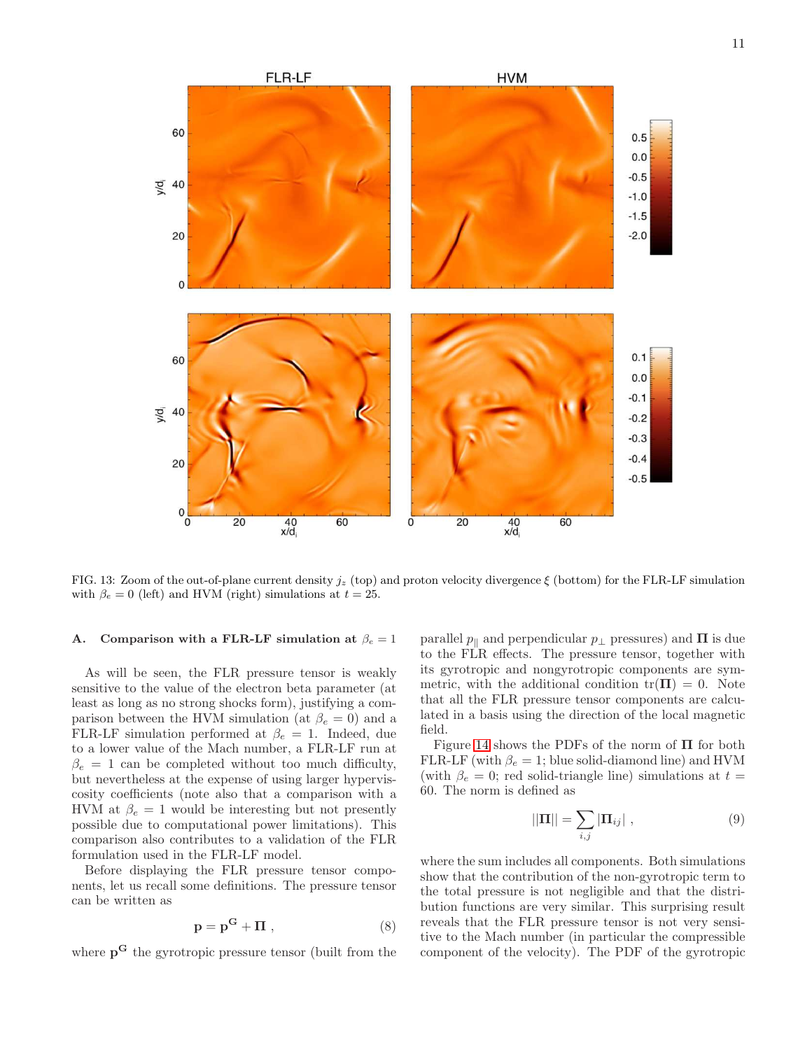FIG. 13: Zoom of the out-of-plane current density $j_z$ (top) and proton velocity divergence $\xi$ (bottom) for the FLR-LF simulation with $\beta_e = 0$ (left) and HVM (right) simulations at $t = 25$.

### A. Comparison with a FLR-LF simulation at $\beta_e = 1$

As will be seen, the FLR pressure tensor is weakly sensitive to the value of the electron beta parameter (at least as long as no strong shocks form), justifying a comparison between the HVM simulation (at $\beta_e = 0$) and a FLR-LF simulation performed at $\beta_e = 1$. Indeed, due to a lower value of the Mach number, a FLR-LF run at $\beta_e = 1$ can be completed without too much difficulty, but nevertheless at the expense of using larger hyperviscosity coefficients (note also that a comparison with a HVM at $\beta_e = 1$ would be interesting but not presently possible due to computational power limitations). This comparison also contributes to a validation of the FLR formulation used in the FLR-LF model.

Before displaying the FLR pressure tensor components, let us recall some definitions. The pressure tensor can be written as

$$\mathbf{p} = \mathbf{p}^{\mathbf{G}} + \mathbf{\Pi} \,, \tag{8}$$

where $\mathbf{p}^{\mathbf{G}}$ the gyrotropic pressure tensor (built from the parallel $p_{\parallel}$ and perpendicular $p_{\perp}$ pressures) and $\mathbf{\Pi}$ is due to the FLR effects. The pressure tensor, together with its gyrotropic and nongyrotropic components are symmetric, with the additional condition $\mathrm{tr}(\mathbf{\Pi}) = 0$. Note that all the FLR pressure tensor components are calculated in a basis using the direction of the local magnetic field.

Figure 14 shows the PDFs of the norm of $\mathbf{\Pi}$ for both FLR-LF (with $\beta_e = 1$; blue solid-diamond line) and HVM (with $\beta_e = 0$; red solid-triangle line) simulations at $t = 60$. The norm is defined as

$$||\mathbf{\Pi}|| = \sum_{i,j} |\mathbf{\Pi}_{ij}| \,, \tag{9}$$

where the sum includes all components. Both simulations show that the contribution of the non-gyrotropic term to the total pressure is not negligible and that the distribution functions are very similar. This surprising result reveals that the FLR pressure tensor is not very sensitive to the Mach number (in particular the compressible component of the velocity). The PDF of the gyrotropic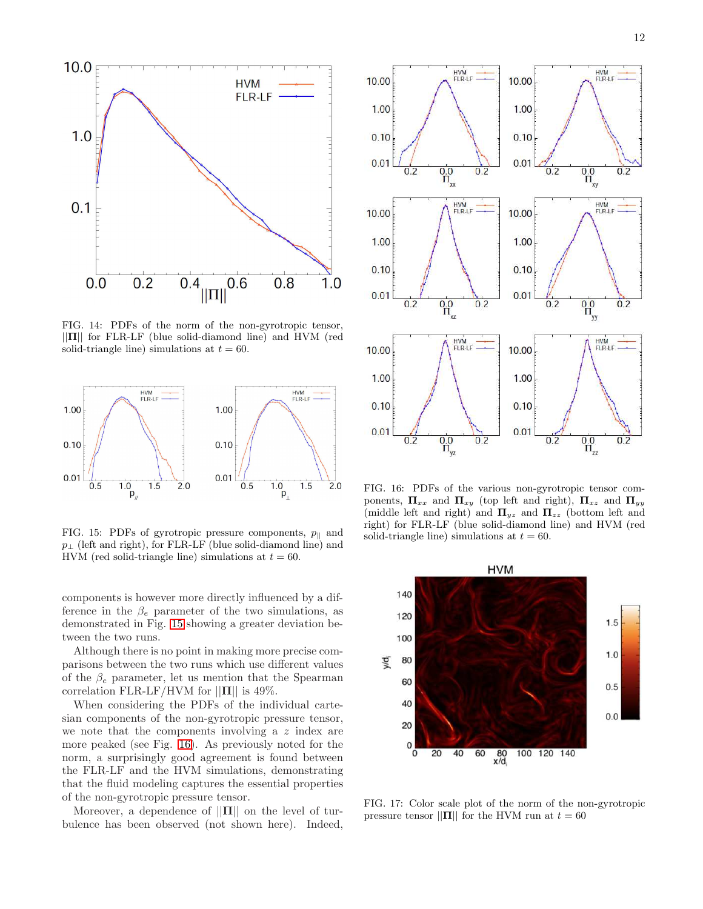FIG. 14: PDFs of the norm of the non-gyrotropic tensor, $||\mathbf{\Pi}||$ for FLR-LF (blue solid-diamond line) and HVM (red solid-triangle line) simulations at $t = 60$.

FIG. 15: PDFs of gyrotropic pressure components, $p_\parallel$ and $p_\perp$ (left and right), for FLR-LF (blue solid-diamond line) and HVM (red solid-triangle line) simulations at $t = 60$.

FIG. 16: PDFs of the various non-gyrotropic tensor components, $\mathbf{\Pi}_{xx}$ and $\mathbf{\Pi}_{xy}$ (top left and right), $\mathbf{\Pi}_{xz}$ and $\mathbf{\Pi}_{yy}$ (middle left and right) and $\mathbf{\Pi}_{yz}$ and $\mathbf{\Pi}_{zz}$ (bottom left and right) for FLR-LF (blue solid-diamond line) and HVM (red solid-triangle line) simulations at $t = 60$.

components is however more directly influenced by a difference in the $\beta_e$ parameter of the two simulations, as demonstrated in Fig. 15 showing a greater deviation between the two runs.

Although there is no point in making more precise comparisons between the two runs which use different values of the $\beta_e$ parameter, let us mention that the Spearman correlation FLR-LF/HVM for $||\mathbf{\Pi}||$ is 49%.

When considering the PDFs of the individual cartesian components of the non-gyrotropic pressure tensor, we note that the components involving a $z$ index are more peaked (see Fig. 16). As previously noted for the norm, a surprisingly good agreement is found between the FLR-LF and the HVM simulations, demonstrating that the fluid modeling captures the essential properties of the non-gyrotropic pressure tensor.

Moreover, a dependence of $||\mathbf{\Pi}||$ on the level of turbulence has been observed (not shown here). Indeed,

FIG. 17: Color scale plot of the norm of the non-gyrotropic pressure tensor $||\mathbf{\Pi}||$ for the HVM run at $t = 60$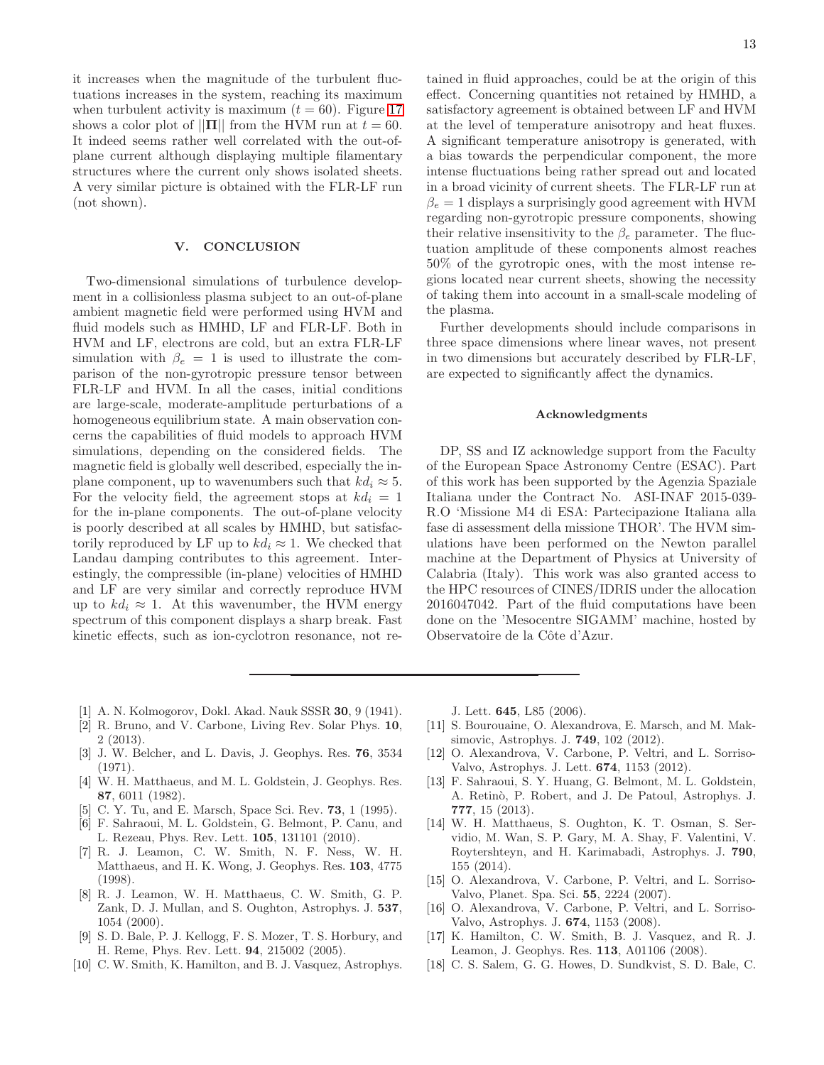it increases when the magnitude of the turbulent fluctuations increases in the system, reaching its maximum when turbulent activity is maximum ($t = 60$). Figure 17 shows a color plot of $||\mathbf{\Pi}||$ from the HVM run at $t = 60$. It indeed seems rather well correlated with the out-of-plane current although displaying multiple filamentary structures where the current only shows isolated sheets. A very similar picture is obtained with the FLR-LF run (not shown).

## V. CONCLUSION

Two-dimensional simulations of turbulence development in a collisionless plasma subject to an out-of-plane ambient magnetic field were performed using HVM and fluid models such as HMHD, LF and FLR-LF. Both in HVM and LF, electrons are cold, but an extra FLR-LF simulation with $\beta_e = 1$ is used to illustrate the comparison of the non-gyrotropic pressure tensor between FLR-LF and HVM. In all the cases, initial conditions are large-scale, moderate-amplitude perturbations of a homogeneous equilibrium state. A main observation concerns the capabilities of fluid models to approach HVM simulations, depending on the considered fields. The magnetic field is globally well described, especially the in-plane component, up to wavenumbers such that $kd_i \approx 5$. For the velocity field, the agreement stops at $kd_i = 1$ for the in-plane components. The out-of-plane velocity is poorly described at all scales by HMHD, but satisfactorily reproduced by LF up to $kd_i \approx 1$. We checked that Landau damping contributes to this agreement. Interestingly, the compressible (in-plane) velocities of HMHD and LF are very similar and correctly reproduce HVM up to $kd_i \approx 1$. At this wavenumber, the HVM energy spectrum of this component displays a sharp break. Fast kinetic effects, such as ion-cyclotron resonance, not retained in fluid approaches, could be at the origin of this effect. Concerning quantities not retained by HMHD, a satisfactory agreement is obtained between LF and HVM at the level of temperature anisotropy and heat fluxes. A significant temperature anisotropy is generated, with a bias towards the perpendicular component, the more intense fluctuations being rather spread out and located in a broad vicinity of current sheets. The FLR-LF run at $\beta_e = 1$ displays a surprisingly good agreement with HVM regarding non-gyrotropic pressure components, showing their relative insensitivity to the $\beta_e$ parameter. The fluctuation amplitude of these components almost reaches 50% of the gyrotropic ones, with the most intense regions located near current sheets, showing the necessity of taking them into account in a small-scale modeling of the plasma.

Further developments should include comparisons in three space dimensions where linear waves, not present in two dimensions but accurately described by FLR-LF, are expected to significantly affect the dynamics.

### Acknowledgments

DP, SS and IZ acknowledge support from the Faculty of the European Space Astronomy Centre (ESAC). Part of this work has been supported by the Agenzia Spaziale Italiana under the Contract No. ASI-INAF 2015-039-R.O 'Missione M4 di ESA: Partecipazione Italiana alla fase di assessment della missione THOR'. The HVM simulations have been performed on the Newton parallel machine at the Department of Physics at University of Calabria (Italy). This work was also granted access to the HPC resources of CINES/IDRIS under the allocation 2016047042. Part of the fluid computations have been done on the 'Mesocentre SIGAMM' machine, hosted by Observatoire de la Côte d'Azur.

---

[1] A. N. Kolmogorov, Dokl. Akad. Nauk SSSR **30**, 9 (1941).
[2] R. Bruno, and V. Carbone, Living Rev. Solar Phys. **10**, 2 (2013).
[3] J. W. Belcher, and L. Davis, J. Geophys. Res. **76**, 3534 (1971).
[4] W. H. Matthaeus, and M. L. Goldstein, J. Geophys. Res. **87**, 6011 (1982).
[5] C. Y. Tu, and E. Marsch, Space Sci. Rev. **73**, 1 (1995).
[6] F. Sahraoui, M. L. Goldstein, G. Belmont, P. Canu, and L. Rezeau, Phys. Rev. Lett. **105**, 131101 (2010).
[7] R. J. Leamon, C. W. Smith, N. F. Ness, W. H. Matthaeus, and H. K. Wong, J. Geophys. Res. **103**, 4775 (1998).
[8] R. J. Leamon, W. H. Matthaeus, C. W. Smith, G. P. Zank, D. J. Mullan, and S. Oughton, Astrophys. J. **537**, 1054 (2000).
[9] S. D. Bale, P. J. Kellogg, F. S. Mozer, T. S. Horbury, and H. Reme, Phys. Rev. Lett. **94**, 215002 (2005).
[10] C. W. Smith, K. Hamilton, and B. J. Vasquez, Astrophys. J. Lett. **645**, L85 (2006).
[11] S. Bourouaine, O. Alexandrova, E. Marsch, and M. Maksimovic, Astrophys. J. **749**, 102 (2012).
[12] O. Alexandrova, V. Carbone, P. Veltri, and L. Sorriso-Valvo, Astrophys. J. Lett. **674**, 1153 (2012).
[13] F. Sahraoui, S. Y. Huang, G. Belmont, M. L. Goldstein, A. Retinò, P. Robert, and J. De Patoul, Astrophys. J. **777**, 15 (2013).
[14] W. H. Matthaeus, S. Oughton, K. T. Osman, S. Servidio, M. Wan, S. P. Gary, M. A. Shay, F. Valentini, V. Roytershteyn, and H. Karimabadi, Astrophys. J. **790**, 155 (2014).
[15] O. Alexandrova, V. Carbone, P. Veltri, and L. Sorriso-Valvo, Planet. Spa. Sci. **55**, 2224 (2007).
[16] O. Alexandrova, V. Carbone, P. Veltri, and L. Sorriso-Valvo, Astrophys. J. **674**, 1153 (2008).
[17] K. Hamilton, C. W. Smith, B. J. Vasquez, and R. J. Leamon, J. Geophys. Res. **113**, A01106 (2008).
[18] C. S. Salem, G. G. Howes, D. Sundkvist, S. D. Bale, C.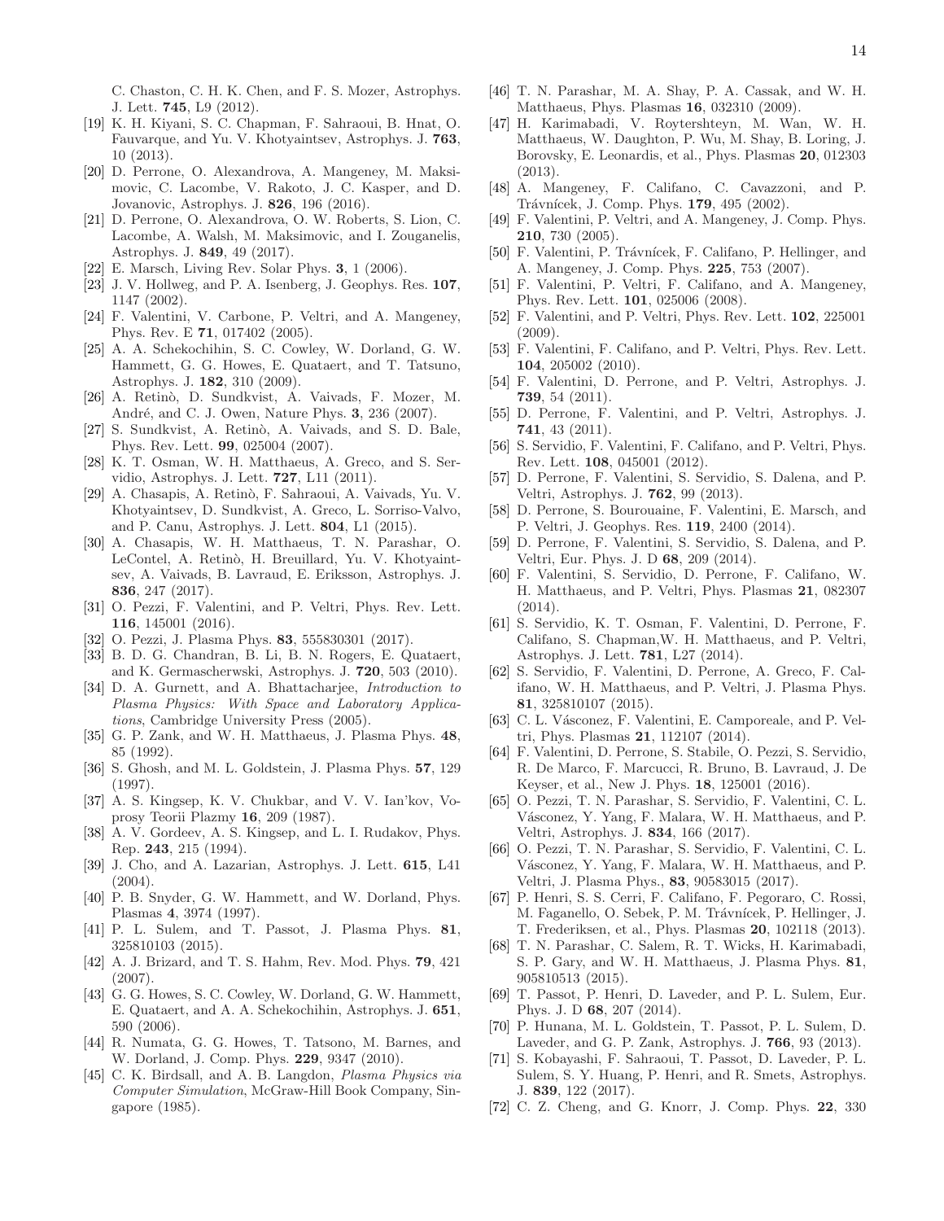C. Chaston, C. H. K. Chen, and F. S. Mozer, Astrophys. J. Lett. **745**, L9 (2012).

[19] K. H. Kiyani, S. C. Chapman, F. Sahraoui, B. Hnat, O. Fauvarque, and Yu. V. Khotyaintsev, Astrophys. J. **763**, 10 (2013).

[20] D. Perrone, O. Alexandrova, A. Mangeney, M. Maksimovic, C. Lacombe, V. Rakoto, J. C. Kasper, and D. Jovanovic, Astrophys. J. **826**, 196 (2016).

[21] D. Perrone, O. Alexandrova, O. W. Roberts, S. Lion, C. Lacombe, A. Walsh, M. Maksimovic, and I. Zouganelis, Astrophys. J. **849**, 49 (2017).

[22] E. Marsch, Living Rev. Solar Phys. **3**, 1 (2006).

[23] J. V. Hollweg, and P. A. Isenberg, J. Geophys. Res. **107**, 1147 (2002).

[24] F. Valentini, V. Carbone, P. Veltri, and A. Mangeney, Phys. Rev. E **71**, 017402 (2005).

[25] A. A. Schekochihin, S. C. Cowley, W. Dorland, G. W. Hammett, G. G. Howes, E. Quataert, and T. Tatsuno, Astrophys. J. **182**, 310 (2009).

[26] A. Retinò, D. Sundkvist, A. Vaivads, F. Mozer, M. André, and C. J. Owen, Nature Phys. **3**, 236 (2007).

[27] S. Sundkvist, A. Retinò, A. Vaivads, and S. D. Bale, Phys. Rev. Lett. **99**, 025004 (2007).

[28] K. T. Osman, W. H. Matthaeus, A. Greco, and S. Servidio, Astrophys. J. Lett. **727**, L11 (2011).

[29] A. Chasapis, A. Retinò, F. Sahraoui, A. Vaivads, Yu. V. Khotyaintsev, D. Sundkvist, A. Greco, L. Sorriso-Valvo, and P. Canu, Astrophys. J. Lett. **804**, L1 (2015).

[30] A. Chasapis, W. H. Matthaeus, T. N. Parashar, O. LeContel, A. Retinò, H. Breuillard, Yu. V. Khotyaintsev, A. Vaivads, B. Lavraud, E. Eriksson, Astrophys. J. **836**, 247 (2017).

[31] O. Pezzi, F. Valentini, and P. Veltri, Phys. Rev. Lett. **116**, 145001 (2016).

[32] O. Pezzi, J. Plasma Phys. **83**, 555830301 (2017).

[33] B. D. G. Chandran, B. Li, B. N. Rogers, E. Quataert, and K. Germascherwski, Astrophys. J. **720**, 503 (2010).

[34] D. A. Gurnett, and A. Bhattacharjee, *Introduction to Plasma Physics: With Space and Laboratory Applications*, Cambridge University Press (2005).

[35] G. P. Zank, and W. H. Matthaeus, J. Plasma Phys. **48**, 85 (1992).

[36] S. Ghosh, and M. L. Goldstein, J. Plasma Phys. **57**, 129 (1997).

[37] A. S. Kingsep, K. V. Chukbar, and V. V. Ian'kov, Voprosy Teorii Plazmy **16**, 209 (1987).

[38] A. V. Gordeev, A. S. Kingsep, and L. I. Rudakov, Phys. Rep. **243**, 215 (1994).

[39] J. Cho, and A. Lazarian, Astrophys. J. Lett. **615**, L41 (2004).

[40] P. B. Snyder, G. W. Hammett, and W. Dorland, Phys. Plasmas **4**, 3974 (1997).

[41] P. L. Sulem, and T. Passot, J. Plasma Phys. **81**, 325810103 (2015).

[42] A. J. Brizard, and T. S. Hahm, Rev. Mod. Phys. **79**, 421 (2007).

[43] G. G. Howes, S. C. Cowley, W. Dorland, G. W. Hammett, E. Quataert, and A. A. Schekochihin, Astrophys. J. **651**, 590 (2006).

[44] R. Numata, G. G. Howes, T. Tatsono, M. Barnes, and W. Dorland, J. Comp. Phys. **229**, 9347 (2010).

[45] C. K. Birdsall, and A. B. Langdon, *Plasma Physics via Computer Simulation*, McGraw-Hill Book Company, Singapore (1985).

[46] T. N. Parashar, M. A. Shay, P. A. Cassak, and W. H. Matthaeus, Phys. Plasmas **16**, 032310 (2009).

[47] H. Karimabadi, V. Roytershteyn, M. Wan, W. H. Matthaeus, W. Daughton, P. Wu, M. Shay, B. Loring, J. Borovsky, E. Leonardis, et al., Phys. Plasmas **20**, 012303 (2013).

[48] A. Mangeney, F. Califano, C. Cavazzoni, and P. Trávnícek, J. Comp. Phys. **179**, 495 (2002).

[49] F. Valentini, P. Veltri, and A. Mangeney, J. Comp. Phys. **210**, 730 (2005).

[50] F. Valentini, P. Trávnícek, F. Califano, P. Hellinger, and A. Mangeney, J. Comp. Phys. **225**, 753 (2007).

[51] F. Valentini, P. Veltri, F. Califano, and A. Mangeney, Phys. Rev. Lett. **101**, 025006 (2008).

[52] F. Valentini, and P. Veltri, Phys. Rev. Lett. **102**, 225001 (2009).

[53] F. Valentini, F. Califano, and P. Veltri, Phys. Rev. Lett. **104**, 205002 (2010).

[54] F. Valentini, D. Perrone, and P. Veltri, Astrophys. J. **739**, 54 (2011).

[55] D. Perrone, F. Valentini, and P. Veltri, Astrophys. J. **741**, 43 (2011).

[56] S. Servidio, F. Valentini, F. Califano, and P. Veltri, Phys. Rev. Lett. **108**, 045001 (2012).

[57] D. Perrone, F. Valentini, S. Servidio, S. Dalena, and P. Veltri, Astrophys. J. **762**, 99 (2013).

[58] D. Perrone, S. Bourouaine, F. Valentini, E. Marsch, and P. Veltri, J. Geophys. Res. **119**, 2400 (2014).

[59] D. Perrone, F. Valentini, S. Servidio, S. Dalena, and P. Veltri, Eur. Phys. J. D **68**, 209 (2014).

[60] F. Valentini, S. Servidio, D. Perrone, F. Califano, W. H. Matthaeus, and P. Veltri, Phys. Plasmas **21**, 082307 (2014).

[61] S. Servidio, K. T. Osman, F. Valentini, D. Perrone, F. Califano, S. Chapman,W. H. Matthaeus, and P. Veltri, Astrophys. J. Lett. **781**, L27 (2014).

[62] S. Servidio, F. Valentini, D. Perrone, A. Greco, F. Califano, W. H. Matthaeus, and P. Veltri, J. Plasma Phys. **81**, 325810107 (2015).

[63] C. L. Vásconez, F. Valentini, E. Camporeale, and P. Veltri, Phys. Plasmas **21**, 112107 (2014).

[64] F. Valentini, D. Perrone, S. Stabile, O. Pezzi, S. Servidio, R. De Marco, F. Marcucci, R. Bruno, B. Lavraud, J. De Keyser, et al., New J. Phys. **18**, 125001 (2016).

[65] O. Pezzi, T. N. Parashar, S. Servidio, F. Valentini, C. L. Vásconez, Y. Yang, F. Malara, W. H. Matthaeus, and P. Veltri, Astrophys. J. **834**, 166 (2017).

[66] O. Pezzi, T. N. Parashar, S. Servidio, F. Valentini, C. L. Vásconez, Y. Yang, F. Malara, W. H. Matthaeus, and P. Veltri, J. Plasma Phys., **83**, 90583015 (2017).

[67] P. Henri, S. S. Cerri, F. Califano, F. Pegoraro, C. Rossi, M. Faganello, O. Sebek, P. M. Trávnícek, P. Hellinger, J. T. Frederiksen, et al., Phys. Plasmas **20**, 102118 (2013).

[68] T. N. Parashar, C. Salem, R. T. Wicks, H. Karimabadi, S. P. Gary, and W. H. Matthaeus, J. Plasma Phys. **81**, 905810513 (2015).

[69] T. Passot, P. Henri, D. Laveder, and P. L. Sulem, Eur. Phys. J. D **68**, 207 (2014).

[70] P. Hunana, M. L. Goldstein, T. Passot, P. L. Sulem, D. Laveder, and G. P. Zank, Astrophys. J. **766**, 93 (2013).

[71] S. Kobayashi, F. Sahraoui, T. Passot, D. Laveder, P. L. Sulem, S. Y. Huang, P. Henri, and R. Smets, Astrophys. J. **839**, 122 (2017).

[72] C. Z. Cheng, and G. Knorr, J. Comp. Phys. **22**, 330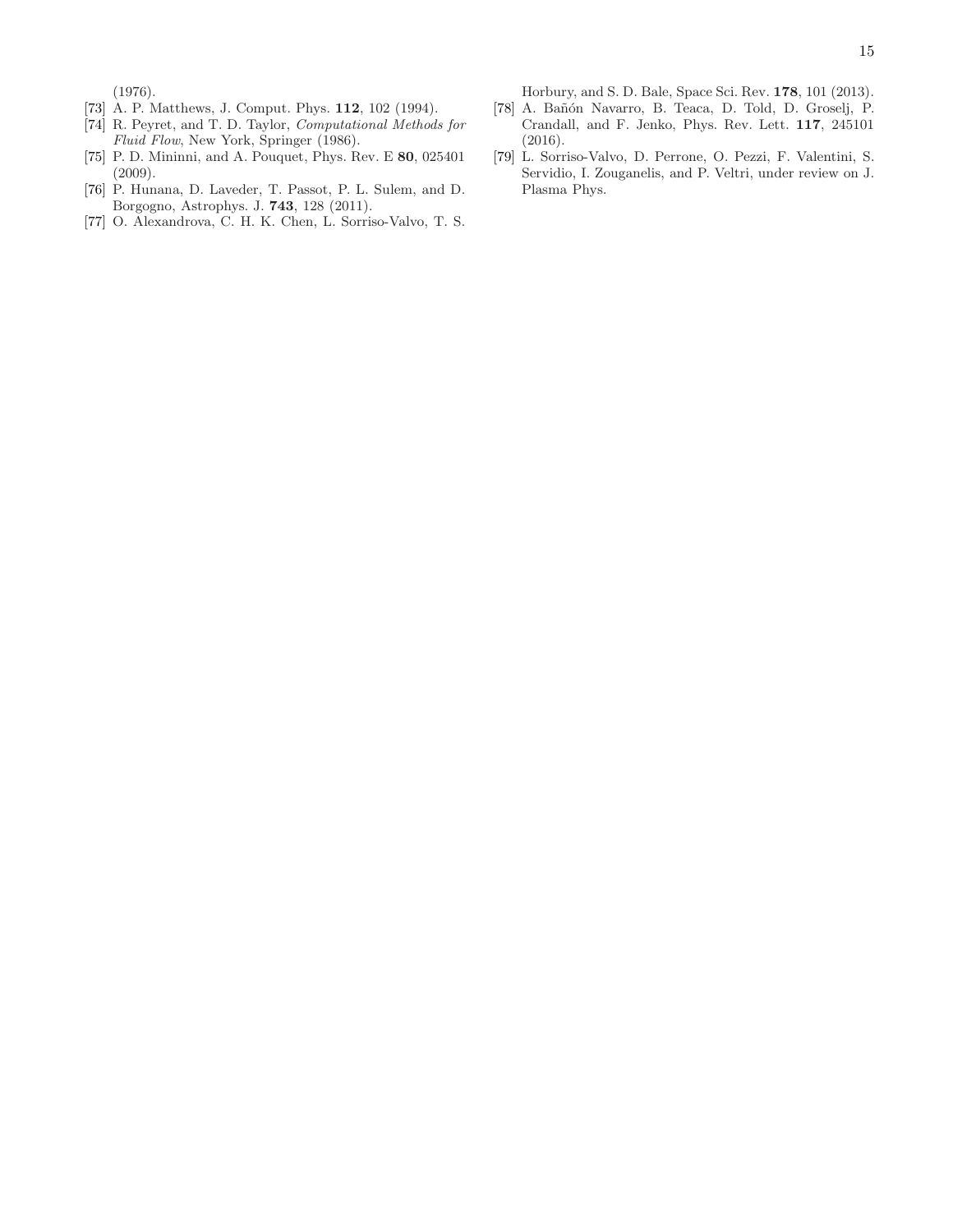(1976).

[73] A. P. Matthews, J. Comput. Phys. **112**, 102 (1994).

[74] R. Peyret, and T. D. Taylor, *Computational Methods for Fluid Flow*, New York, Springer (1986).

[75] P. D. Mininni, and A. Pouquet, Phys. Rev. E **80**, 025401 (2009).

[76] P. Hunana, D. Laveder, T. Passot, P. L. Sulem, and D. Borgogno, Astrophys. J. **743**, 128 (2011).

[77] O. Alexandrova, C. H. K. Chen, L. Sorriso-Valvo, T. S. Horbury, and S. D. Bale, Space Sci. Rev. **178**, 101 (2013).

[78] A. Bañón Navarro, B. Teaca, D. Told, D. Groselj, P. Crandall, and F. Jenko, Phys. Rev. Lett. **117**, 245101 (2016).

[79] L. Sorriso-Valvo, D. Perrone, O. Pezzi, F. Valentini, S. Servidio, I. Zouganelis, and P. Veltri, under review on J. Plasma Phys.